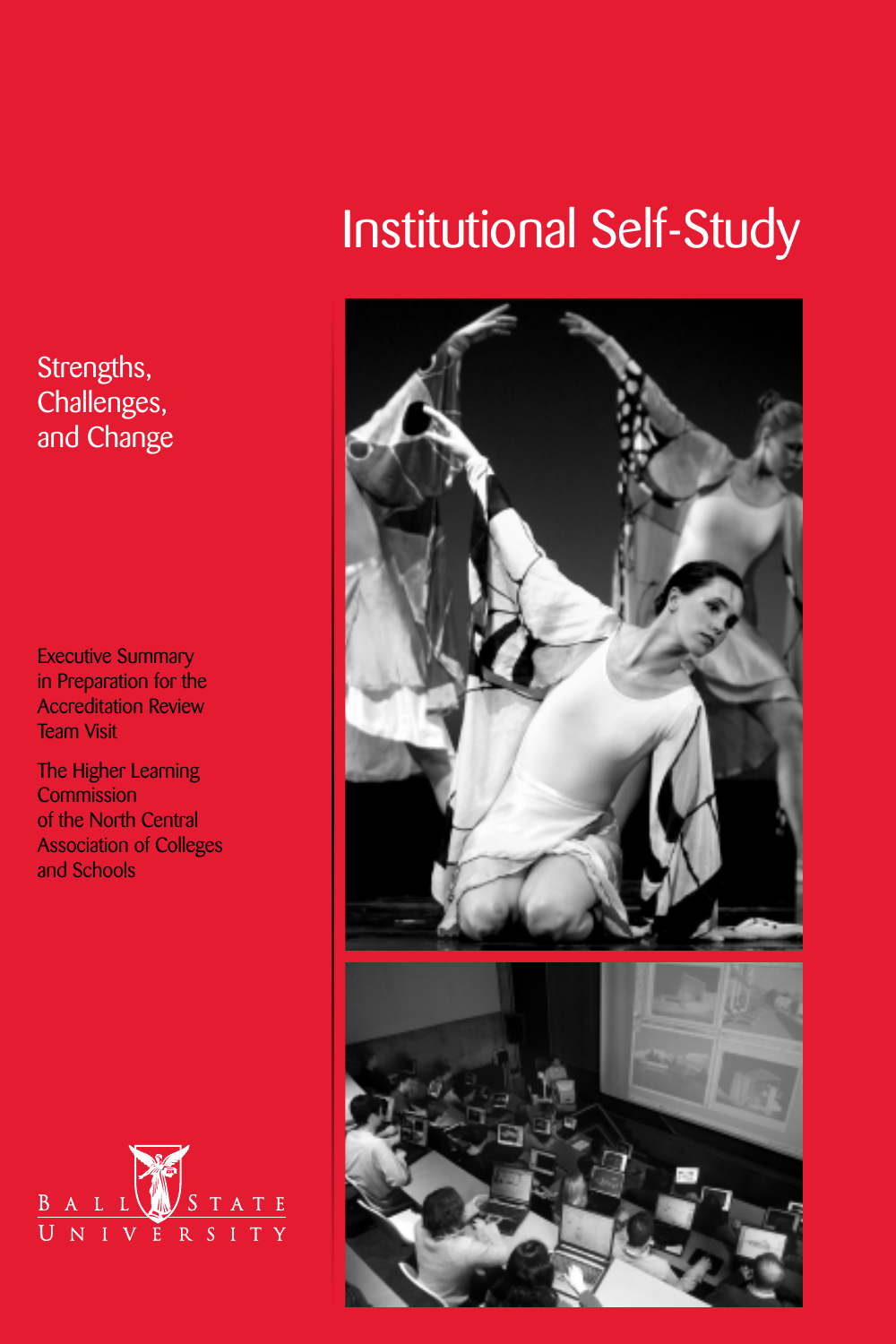# Institutional Self-Study

## Strengths, Challenges, and Change

Executive Summary in Preparation for the Accreditation Review Team Visit

The Higher Learning Commission of the North Central Association of Colleges and Schools

Ball State University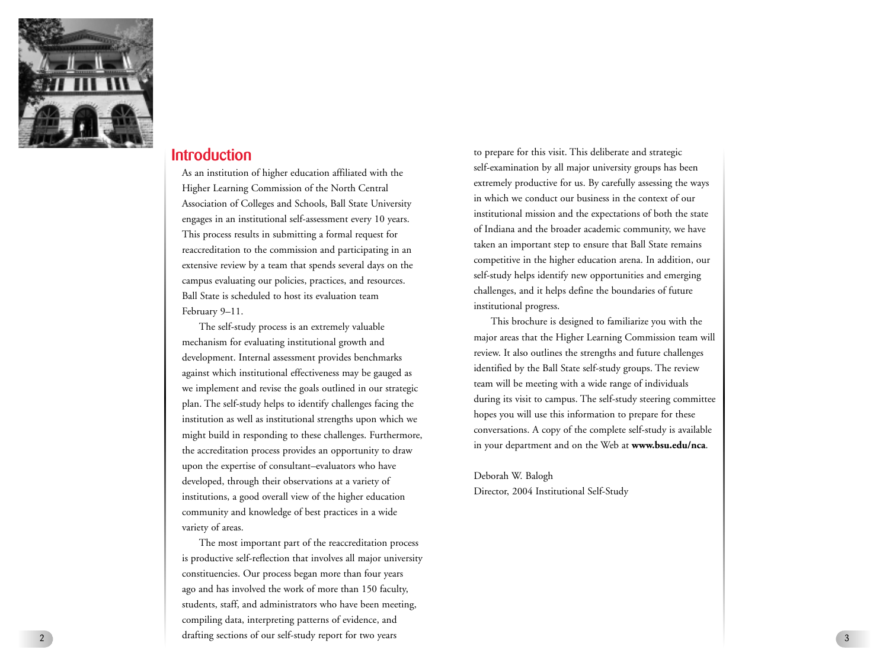## Introduction

As an institution of higher education affiliated with the Higher Learning Commission of the North Central Association of Colleges and Schools, Ball State University engages in an institutional self-assessment every 10 years. This process results in submitting a formal request for reaccreditation to the commission and participating in an extensive review by a team that spends several days on the campus evaluating our policies, practices, and resources. Ball State is scheduled to host its evaluation team February 9–11.

The self-study process is an extremely valuable mechanism for evaluating institutional growth and development. Internal assessment provides benchmarks against which institutional effectiveness may be gauged as we implement and revise the goals outlined in our strategic plan. The self-study helps to identify challenges facing the institution as well as institutional strengths upon which we might build in responding to these challenges. Furthermore, the accreditation process provides an opportunity to draw upon the expertise of consultant–evaluators who have developed, through their observations at a variety of institutions, a good overall view of the higher education community and knowledge of best practices in a wide variety of areas.

The most important part of the reaccreditation process is productive self-reflection that involves all major university constituencies. Our process began more than four years ago and has involved the work of more than 150 faculty, students, staff, and administrators who have been meeting, compiling data, interpreting patterns of evidence, and drafting sections of our self-study report for two years to prepare for this visit. This deliberate and strategic self-examination by all major university groups has been extremely productive for us. By carefully assessing the ways in which we conduct our business in the context of our institutional mission and the expectations of both the state of Indiana and the broader academic community, we have taken an important step to ensure that Ball State remains competitive in the higher education arena. In addition, our self-study helps identify new opportunities and emerging challenges, and it helps define the boundaries of future institutional progress.

This brochure is designed to familiarize you with the major areas that the Higher Learning Commission team will review. It also outlines the strengths and future challenges identified by the Ball State self-study groups. The review team will be meeting with a wide range of individuals during its visit to campus. The self-study steering committee hopes you will use this information to prepare for these conversations. A copy of the complete self-study is available in your department and on the Web at **www.bsu.edu/nca**.

Deborah W. Balogh
Director, 2004 Institutional Self-Study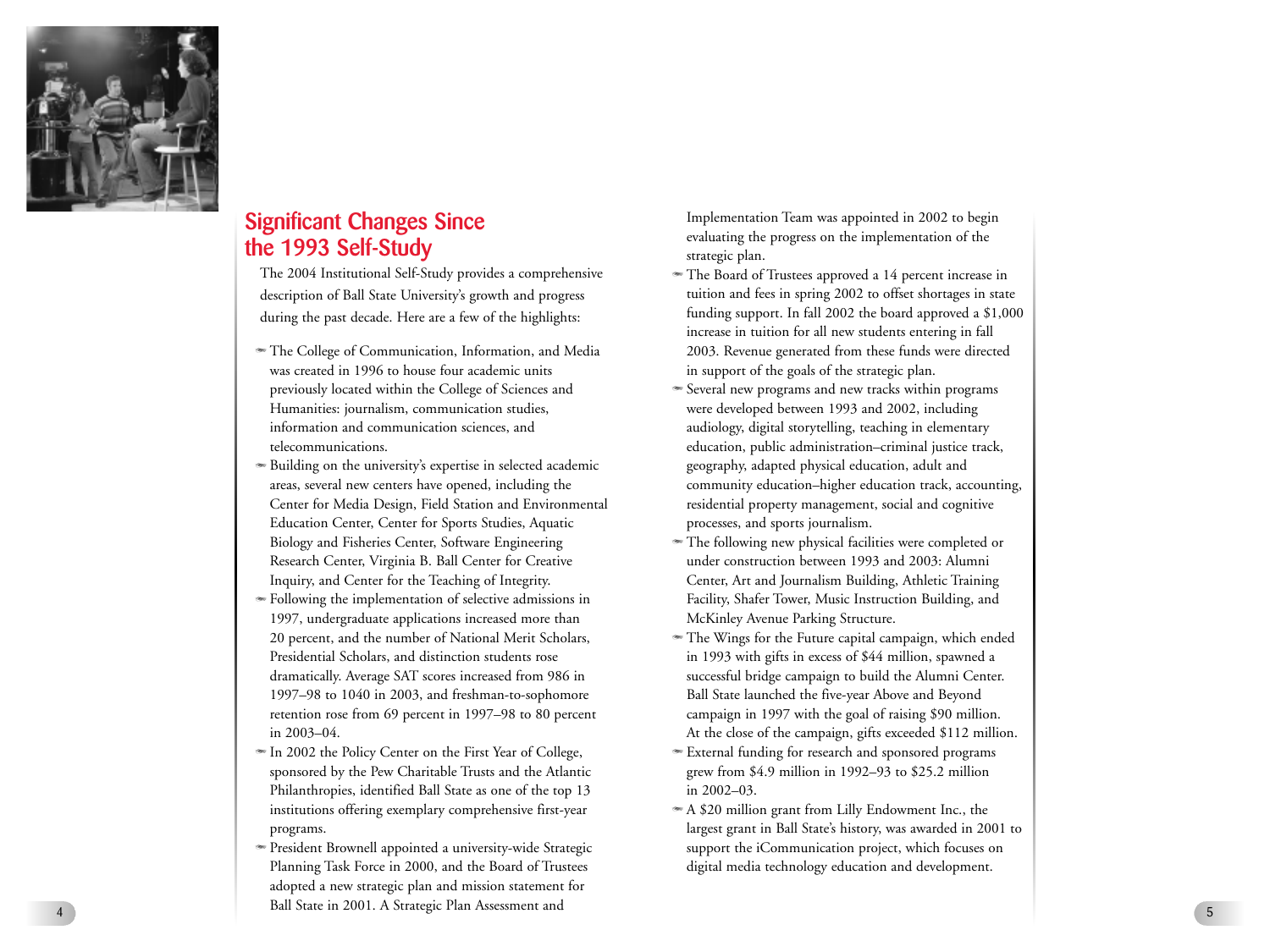## Significant Changes Since the 1993 Self-Study

The 2004 Institutional Self-Study provides a comprehensive description of Ball State University's growth and progress during the past decade. Here are a few of the highlights:

- The College of Communication, Information, and Media was created in 1996 to house four academic units previously located within the College of Sciences and Humanities: journalism, communication studies, information and communication sciences, and telecommunications.
- Building on the university's expertise in selected academic areas, several new centers have opened, including the Center for Media Design, Field Station and Environmental Education Center, Center for Sports Studies, Aquatic Biology and Fisheries Center, Software Engineering Research Center, Virginia B. Ball Center for Creative Inquiry, and Center for the Teaching of Integrity.
- Following the implementation of selective admissions in 1997, undergraduate applications increased more than 20 percent, and the number of National Merit Scholars, Presidential Scholars, and distinction students rose dramatically. Average SAT scores increased from 986 in 1997–98 to 1040 in 2003, and freshman-to-sophomore retention rose from 69 percent in 1997–98 to 80 percent in 2003–04.
- In 2002 the Policy Center on the First Year of College, sponsored by the Pew Charitable Trusts and the Atlantic Philanthropies, identified Ball State as one of the top 13 institutions offering exemplary comprehensive first-year programs.
- President Brownell appointed a university-wide Strategic Planning Task Force in 2000, and the Board of Trustees adopted a new strategic plan and mission statement for Ball State in 2001. A Strategic Plan Assessment and Implementation Team was appointed in 2002 to begin evaluating the progress on the implementation of the strategic plan.
- The Board of Trustees approved a 14 percent increase in tuition and fees in spring 2002 to offset shortages in state funding support. In fall 2002 the board approved a $1,000 increase in tuition for all new students entering in fall 2003. Revenue generated from these funds were directed in support of the goals of the strategic plan.
- Several new programs and new tracks within programs were developed between 1993 and 2002, including audiology, digital storytelling, teaching in elementary education, public administration–criminal justice track, geography, adapted physical education, adult and community education–higher education track, accounting, residential property management, social and cognitive processes, and sports journalism.
- The following new physical facilities were completed or under construction between 1993 and 2003: Alumni Center, Art and Journalism Building, Athletic Training Facility, Shafer Tower, Music Instruction Building, and McKinley Avenue Parking Structure.
- The Wings for the Future capital campaign, which ended in 1993 with gifts in excess of $44 million, spawned a successful bridge campaign to build the Alumni Center. Ball State launched the five-year Above and Beyond campaign in 1997 with the goal of raising $90 million. At the close of the campaign, gifts exceeded $112 million.
- External funding for research and sponsored programs grew from $4.9 million in 1992–93 to $25.2 million in 2002–03.
- A $20 million grant from Lilly Endowment Inc., the largest grant in Ball State's history, was awarded in 2001 to support the iCommunication project, which focuses on digital media technology education and development.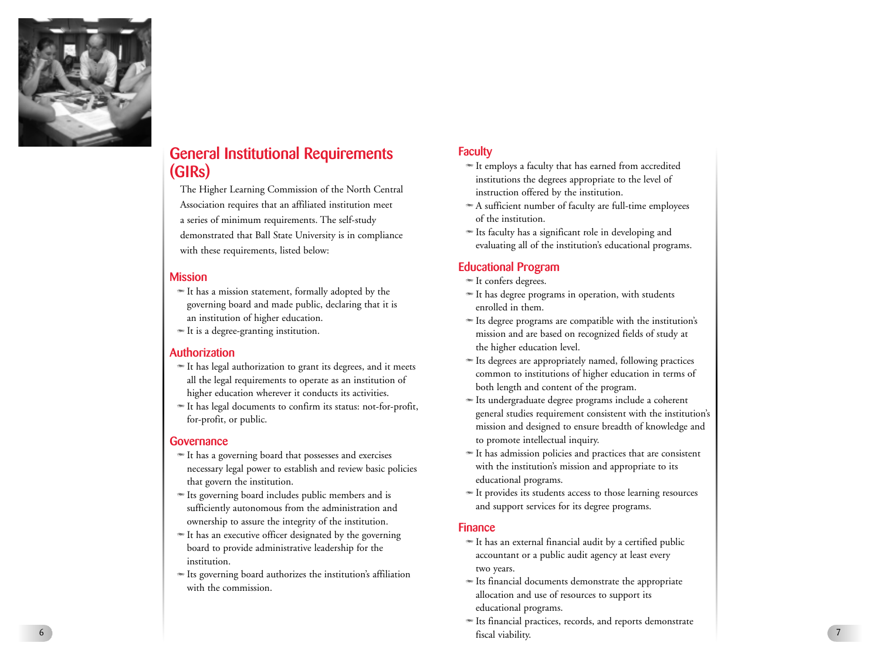## General Institutional Requirements (GIRs)

The Higher Learning Commission of the North Central Association requires that an affiliated institution meet a series of minimum requirements. The self-study demonstrated that Ball State University is in compliance with these requirements, listed below:

### Mission

- It has a mission statement, formally adopted by the governing board and made public, declaring that it is an institution of higher education.
- It is a degree-granting institution.

### Authorization

- It has legal authorization to grant its degrees, and it meets all the legal requirements to operate as an institution of higher education wherever it conducts its activities.
- It has legal documents to confirm its status: not-for-profit, for-profit, or public.

### Governance

- It has a governing board that possesses and exercises necessary legal power to establish and review basic policies that govern the institution.
- Its governing board includes public members and is sufficiently autonomous from the administration and ownership to assure the integrity of the institution.
- It has an executive officer designated by the governing board to provide administrative leadership for the institution.
- Its governing board authorizes the institution's affiliation with the commission.

### Faculty

- It employs a faculty that has earned from accredited institutions the degrees appropriate to the level of instruction offered by the institution.
- A sufficient number of faculty are full-time employees of the institution.
- Its faculty has a significant role in developing and evaluating all of the institution's educational programs.

### Educational Program

- It confers degrees.
- It has degree programs in operation, with students enrolled in them.
- Its degree programs are compatible with the institution's mission and are based on recognized fields of study at the higher education level.
- Its degrees are appropriately named, following practices common to institutions of higher education in terms of both length and content of the program.
- Its undergraduate degree programs include a coherent general studies requirement consistent with the institution's mission and designed to ensure breadth of knowledge and to promote intellectual inquiry.
- It has admission policies and practices that are consistent with the institution's mission and appropriate to its educational programs.
- It provides its students access to those learning resources and support services for its degree programs.

### Finance

- It has an external financial audit by a certified public accountant or a public audit agency at least every two years.
- Its financial documents demonstrate the appropriate allocation and use of resources to support its educational programs.
- Its financial practices, records, and reports demonstrate fiscal viability.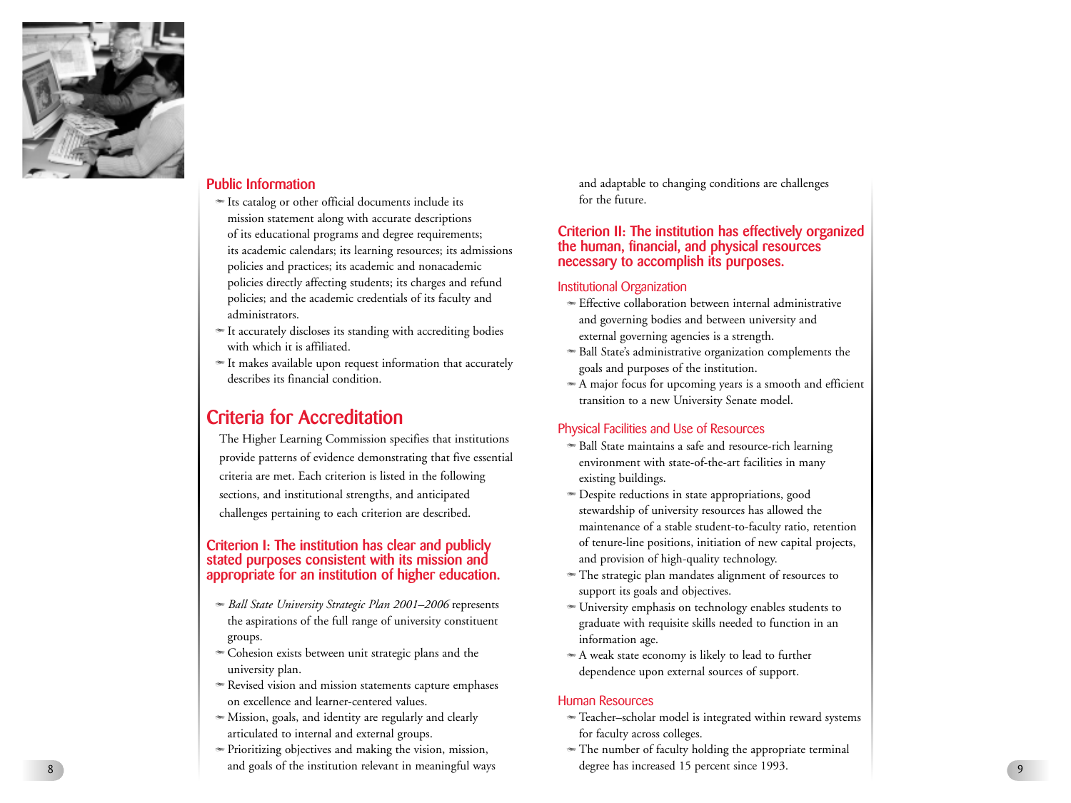### Public Information

- Its catalog or other official documents include its mission statement along with accurate descriptions of its educational programs and degree requirements; its academic calendars; its learning resources; its admissions policies and practices; its academic and nonacademic policies directly affecting students; its charges and refund policies; and the academic credentials of its faculty and administrators.
- It accurately discloses its standing with accrediting bodies with which it is affiliated.
- It makes available upon request information that accurately describes its financial condition.

## Criteria for Accreditation

The Higher Learning Commission specifies that institutions provide patterns of evidence demonstrating that five essential criteria are met. Each criterion is listed in the following sections, and institutional strengths, and anticipated challenges pertaining to each criterion are described.

### Criterion I: The institution has clear and publicly stated purposes consistent with its mission and appropriate for an institution of higher education.

- *Ball State University Strategic Plan 2001–2006* represents the aspirations of the full range of university constituent groups.
- Cohesion exists between unit strategic plans and the university plan.
- Revised vision and mission statements capture emphases on excellence and learner-centered values.
- Mission, goals, and identity are regularly and clearly articulated to internal and external groups.
- Prioritizing objectives and making the vision, mission, and goals of the institution relevant in meaningful ways and adaptable to changing conditions are challenges for the future.

### Criterion II: The institution has effectively organized the human, financial, and physical resources necessary to accomplish its purposes.

#### Institutional Organization

- Effective collaboration between internal administrative and governing bodies and between university and external governing agencies is a strength.
- Ball State's administrative organization complements the goals and purposes of the institution.
- A major focus for upcoming years is a smooth and efficient transition to a new University Senate model.

#### Physical Facilities and Use of Resources

- Ball State maintains a safe and resource-rich learning environment with state-of-the-art facilities in many existing buildings.
- Despite reductions in state appropriations, good stewardship of university resources has allowed the maintenance of a stable student-to-faculty ratio, retention of tenure-line positions, initiation of new capital projects, and provision of high-quality technology.
- The strategic plan mandates alignment of resources to support its goals and objectives.
- University emphasis on technology enables students to graduate with requisite skills needed to function in an information age.
- A weak state economy is likely to lead to further dependence upon external sources of support.

#### Human Resources

- Teacher–scholar model is integrated within reward systems for faculty across colleges.
- The number of faculty holding the appropriate terminal degree has increased 15 percent since 1993.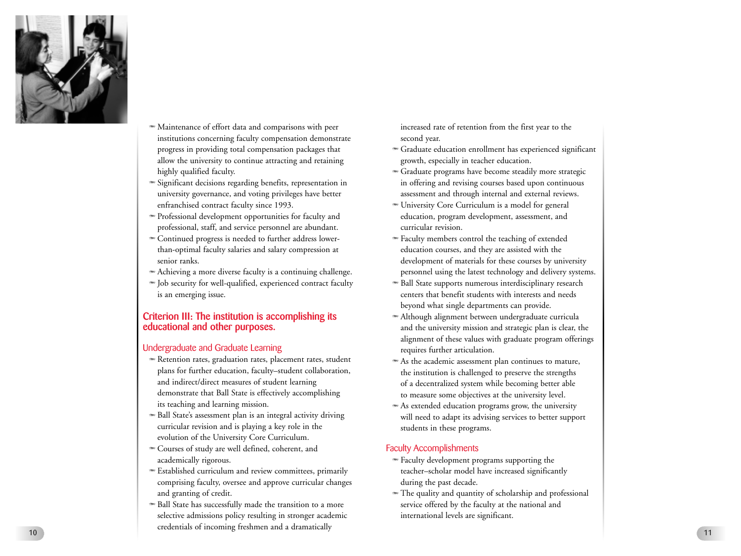- Maintenance of effort data and comparisons with peer institutions concerning faculty compensation demonstrate progress in providing total compensation packages that allow the university to continue attracting and retaining highly qualified faculty.
- Significant decisions regarding benefits, representation in university governance, and voting privileges have better enfranchised contract faculty since 1993.
- Professional development opportunities for faculty and professional, staff, and service personnel are abundant.
- Continued progress is needed to further address lower-than-optimal faculty salaries and salary compression at senior ranks.
- Achieving a more diverse faculty is a continuing challenge.
- Job security for well-qualified, experienced contract faculty is an emerging issue.

## Criterion III: The institution is accomplishing its educational and other purposes.

### Undergraduate and Graduate Learning

- Retention rates, graduation rates, placement rates, student plans for further education, faculty–student collaboration, and indirect/direct measures of student learning demonstrate that Ball State is effectively accomplishing its teaching and learning mission.
- Ball State's assessment plan is an integral activity driving curricular revision and is playing a key role in the evolution of the University Core Curriculum.
- Courses of study are well defined, coherent, and academically rigorous.
- Established curriculum and review committees, primarily comprising faculty, oversee and approve curricular changes and granting of credit.
- Ball State has successfully made the transition to a more selective admissions policy resulting in stronger academic credentials of incoming freshmen and a dramatically increased rate of retention from the first year to the second year.
- Graduate education enrollment has experienced significant growth, especially in teacher education.
- Graduate programs have become steadily more strategic in offering and revising courses based upon continuous assessment and through internal and external reviews.
- University Core Curriculum is a model for general education, program development, assessment, and curricular revision.
- Faculty members control the teaching of extended education courses, and they are assisted with the development of materials for these courses by university personnel using the latest technology and delivery systems.
- Ball State supports numerous interdisciplinary research centers that benefit students with interests and needs beyond what single departments can provide.
- Although alignment between undergraduate curricula and the university mission and strategic plan is clear, the alignment of these values with graduate program offerings requires further articulation.
- As the academic assessment plan continues to mature, the institution is challenged to preserve the strengths of a decentralized system while becoming better able to measure some objectives at the university level.
- As extended education programs grow, the university will need to adapt its advising services to better support students in these programs.

### Faculty Accomplishments

- Faculty development programs supporting the teacher–scholar model have increased significantly during the past decade.
- The quality and quantity of scholarship and professional service offered by the faculty at the national and international levels are significant.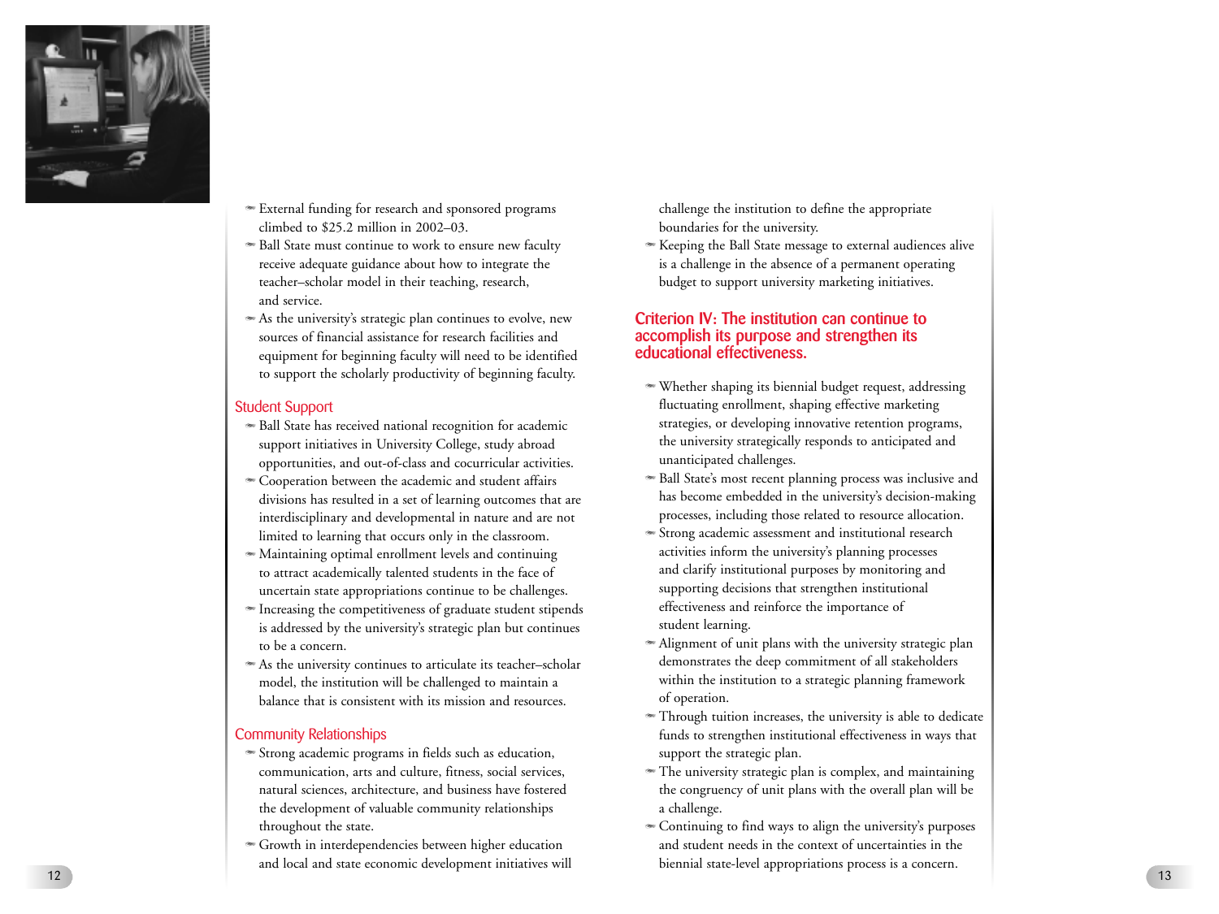- External funding for research and sponsored programs climbed to $25.2 million in 2002–03.
- Ball State must continue to work to ensure new faculty receive adequate guidance about how to integrate the teacher–scholar model in their teaching, research, and service.
- As the university's strategic plan continues to evolve, new sources of financial assistance for research facilities and equipment for beginning faculty will need to be identified to support the scholarly productivity of beginning faculty.

### Student Support

- Ball State has received national recognition for academic support initiatives in University College, study abroad opportunities, and out-of-class and cocurricular activities.
- Cooperation between the academic and student affairs divisions has resulted in a set of learning outcomes that are interdisciplinary and developmental in nature and are not limited to learning that occurs only in the classroom.
- Maintaining optimal enrollment levels and continuing to attract academically talented students in the face of uncertain state appropriations continue to be challenges.
- Increasing the competitiveness of graduate student stipends is addressed by the university's strategic plan but continues to be a concern.
- As the university continues to articulate its teacher–scholar model, the institution will be challenged to maintain a balance that is consistent with its mission and resources.

### Community Relationships

- Strong academic programs in fields such as education, communication, arts and culture, fitness, social services, natural sciences, architecture, and business have fostered the development of valuable community relationships throughout the state.
- Growth in interdependencies between higher education and local and state economic development initiatives will challenge the institution to define the appropriate boundaries for the university.
- Keeping the Ball State message to external audiences alive is a challenge in the absence of a permanent operating budget to support university marketing initiatives.

## Criterion IV: The institution can continue to accomplish its purpose and strengthen its educational effectiveness.

- Whether shaping its biennial budget request, addressing fluctuating enrollment, shaping effective marketing strategies, or developing innovative retention programs, the university strategically responds to anticipated and unanticipated challenges.
- Ball State's most recent planning process was inclusive and has become embedded in the university's decision-making processes, including those related to resource allocation.
- Strong academic assessment and institutional research activities inform the university's planning processes and clarify institutional purposes by monitoring and supporting decisions that strengthen institutional effectiveness and reinforce the importance of student learning.
- Alignment of unit plans with the university strategic plan demonstrates the deep commitment of all stakeholders within the institution to a strategic planning framework of operation.
- Through tuition increases, the university is able to dedicate funds to strengthen institutional effectiveness in ways that support the strategic plan.
- The university strategic plan is complex, and maintaining the congruency of unit plans with the overall plan will be a challenge.
- Continuing to find ways to align the university's purposes and student needs in the context of uncertainties in the biennial state-level appropriations process is a concern.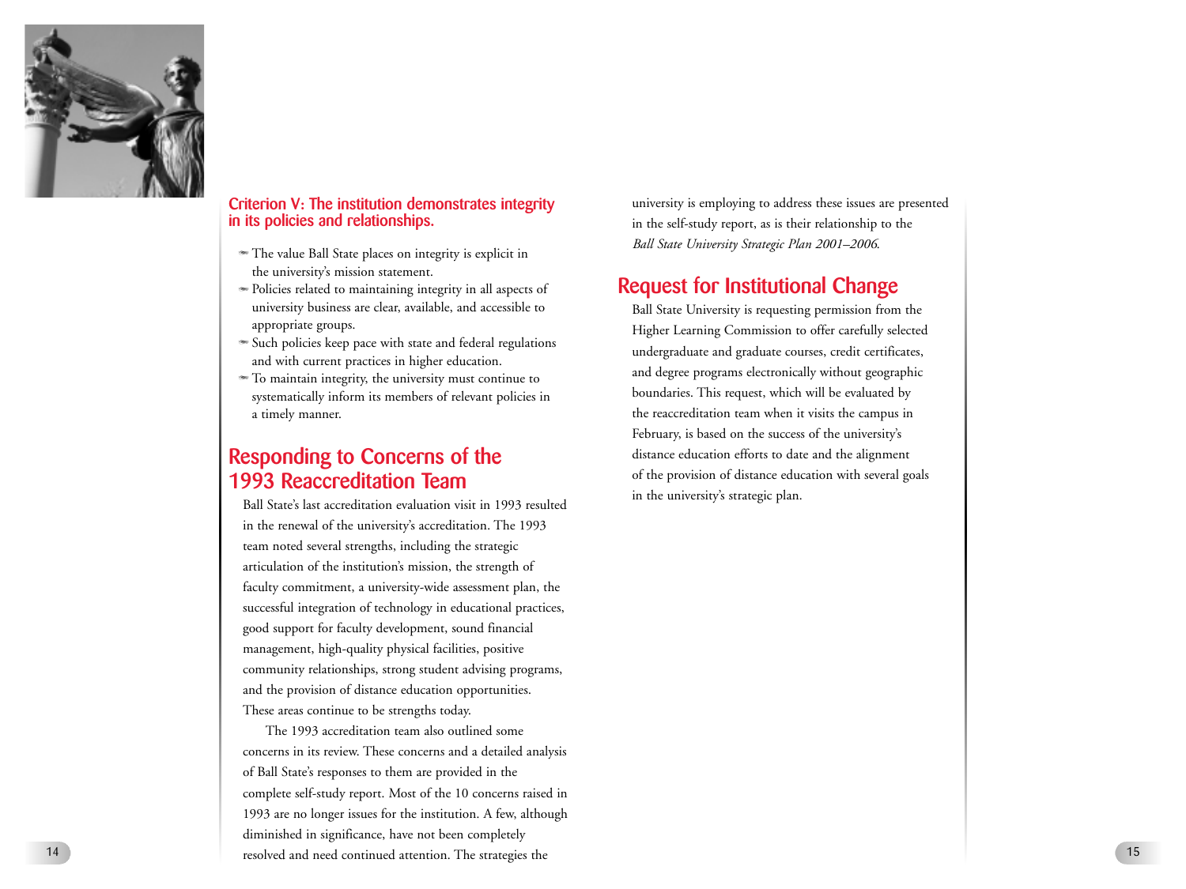## Criterion V: The institution demonstrates integrity in its policies and relationships.

- The value Ball State places on integrity is explicit in the university's mission statement.
- Policies related to maintaining integrity in all aspects of university business are clear, available, and accessible to appropriate groups.
- Such policies keep pace with state and federal regulations and with current practices in higher education.
- To maintain integrity, the university must continue to systematically inform its members of relevant policies in a timely manner.

## Responding to Concerns of the 1993 Reaccreditation Team

Ball State's last accreditation evaluation visit in 1993 resulted in the renewal of the university's accreditation. The 1993 team noted several strengths, including the strategic articulation of the institution's mission, the strength of faculty commitment, a university-wide assessment plan, the successful integration of technology in educational practices, good support for faculty development, sound financial management, high-quality physical facilities, positive community relationships, strong student advising programs, and the provision of distance education opportunities. These areas continue to be strengths today.

The 1993 accreditation team also outlined some concerns in its review. These concerns and a detailed analysis of Ball State's responses to them are provided in the complete self-study report. Most of the 10 concerns raised in 1993 are no longer issues for the institution. A few, although diminished in significance, have not been completely resolved and need continued attention. The strategies the university is employing to address these issues are presented in the self-study report, as is their relationship to the *Ball State University Strategic Plan 2001–2006*.

## Request for Institutional Change

Ball State University is requesting permission from the Higher Learning Commission to offer carefully selected undergraduate and graduate courses, credit certificates, and degree programs electronically without geographic boundaries. This request, which will be evaluated by the reaccreditation team when it visits the campus in February, is based on the success of the university's distance education efforts to date and the alignment of the provision of distance education with several goals in the university's strategic plan.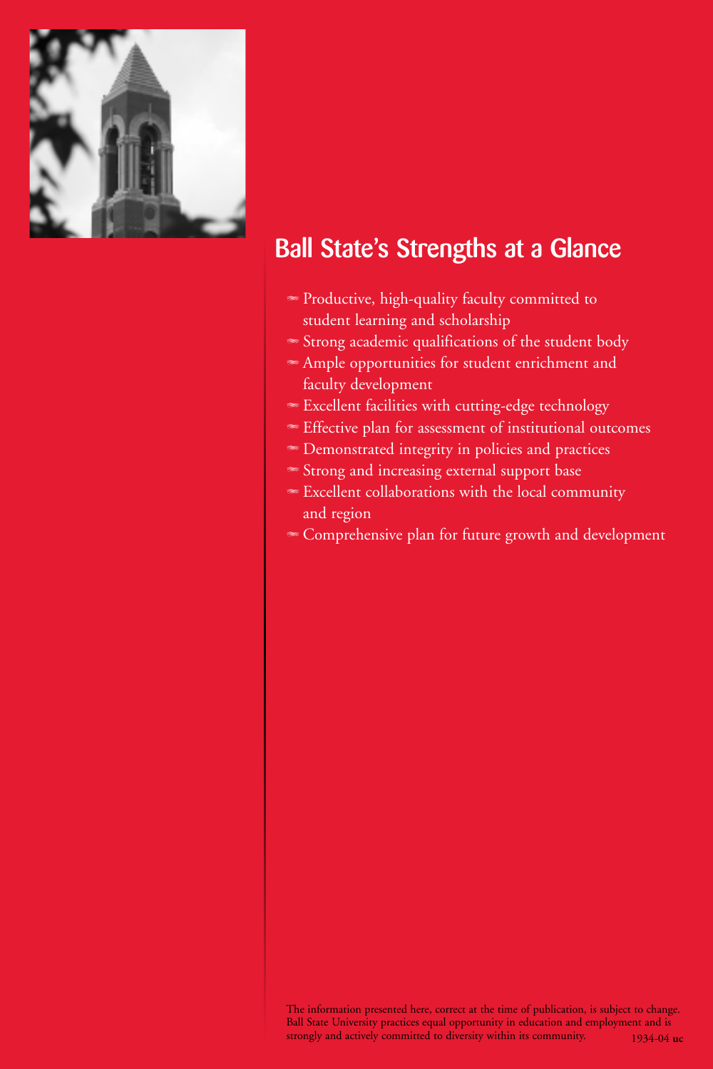## Ball State's Strengths at a Glance

- Productive, high-quality faculty committed to student learning and scholarship
- Strong academic qualifications of the student body
- Ample opportunities for student enrichment and faculty development
- Excellent facilities with cutting-edge technology
- Effective plan for assessment of institutional outcomes
- Demonstrated integrity in policies and practices
- Strong and increasing external support base
- Excellent collaborations with the local community and region
- Comprehensive plan for future growth and development

The information presented here, correct at the time of publication, is subject to change. Ball State University practices equal opportunity in education and employment and is strongly and actively committed to diversity within its community.

1934-04 uc